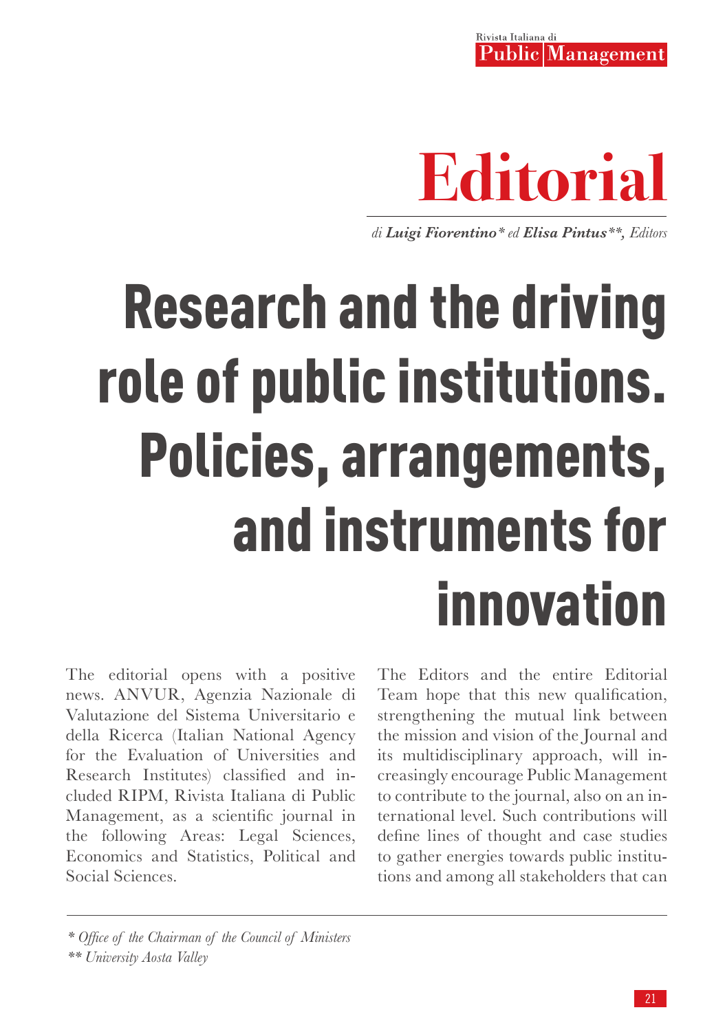# Editorial

*di **Luigi Fiorentino**\* ed **Elisa Pintus**\*\*, Editors*

# Research and the driving role of public institutions. Policies, arrangements, and instruments for innovation

The editorial opens with a positive news. ANVUR, Agenzia Nazionale di Valutazione del Sistema Universitario e della Ricerca (Italian National Agency for the Evaluation of Universities and Research Institutes) classified and included RIPM, Rivista Italiana di Public Management, as a scientific journal in the following Areas: Legal Sciences, Economics and Statistics, Political and Social Sciences.

The Editors and the entire Editorial Team hope that this new qualification, strengthening the mutual link between the mission and vision of the Journal and its multidisciplinary approach, will increasingly encourage Public Management to contribute to the journal, also on an international level. Such contributions will define lines of thought and case studies to gather energies towards public institutions and among all stakeholders that can

---

*\* Office of the Chairman of the Council of Ministers*

*\*\* University Aosta Valley*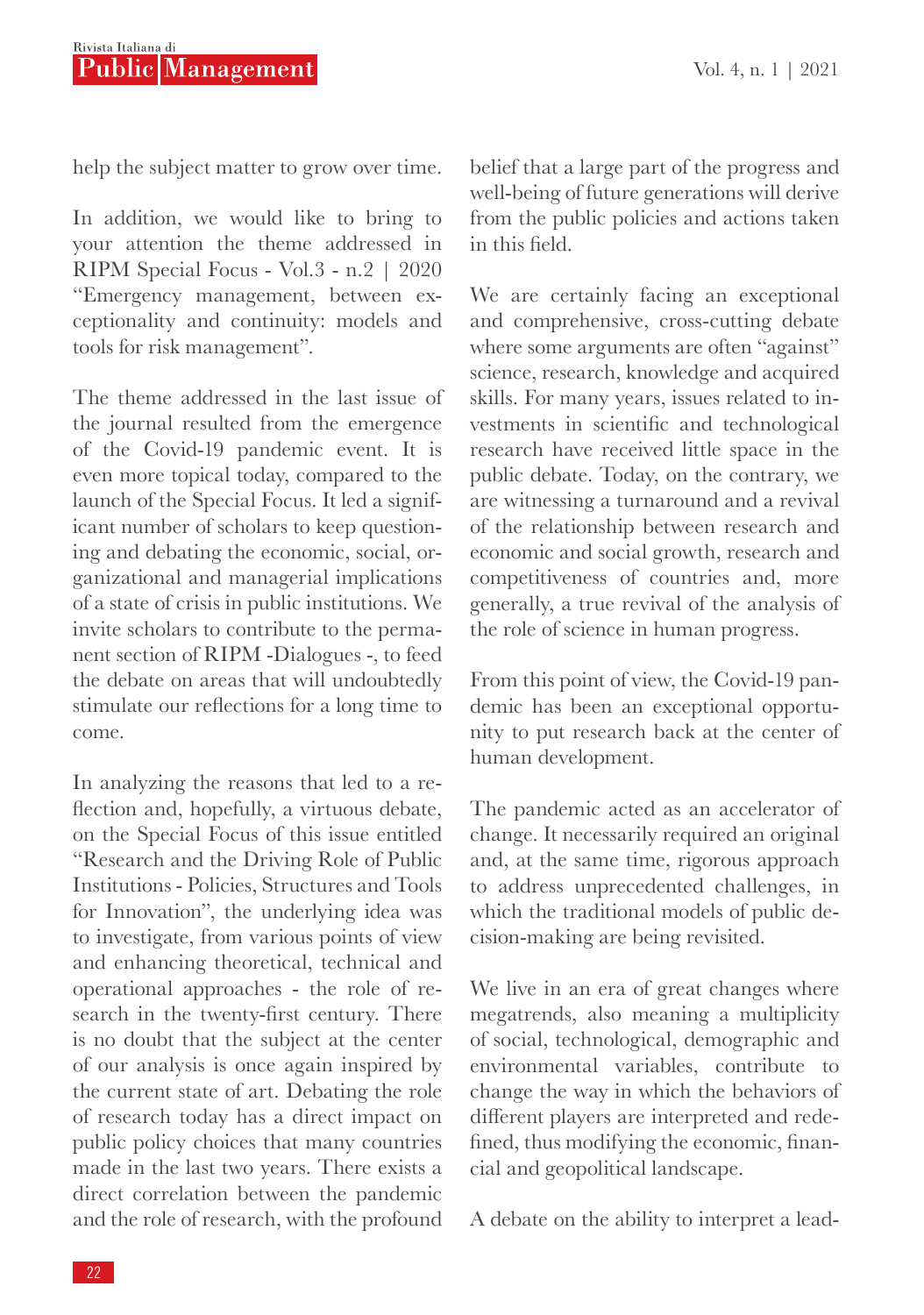help the subject matter to grow over time.

In addition, we would like to bring to your attention the theme addressed in RIPM Special Focus - Vol.3 - n.2 | 2020 "Emergency management, between exceptionality and continuity: models and tools for risk management".

The theme addressed in the last issue of the journal resulted from the emergence of the Covid-19 pandemic event. It is even more topical today, compared to the launch of the Special Focus. It led a significant number of scholars to keep questioning and debating the economic, social, organizational and managerial implications of a state of crisis in public institutions. We invite scholars to contribute to the permanent section of RIPM -Dialogues -, to feed the debate on areas that will undoubtedly stimulate our reflections for a long time to come.

In analyzing the reasons that led to a reflection and, hopefully, a virtuous debate, on the Special Focus of this issue entitled "Research and the Driving Role of Public Institutions - Policies, Structures and Tools for Innovation", the underlying idea was to investigate, from various points of view and enhancing theoretical, technical and operational approaches - the role of research in the twenty-first century. There is no doubt that the subject at the center of our analysis is once again inspired by the current state of art. Debating the role of research today has a direct impact on public policy choices that many countries made in the last two years. There exists a direct correlation between the pandemic and the role of research, with the profound belief that a large part of the progress and well-being of future generations will derive from the public policies and actions taken in this field.

We are certainly facing an exceptional and comprehensive, cross-cutting debate where some arguments are often "against" science, research, knowledge and acquired skills. For many years, issues related to investments in scientific and technological research have received little space in the public debate. Today, on the contrary, we are witnessing a turnaround and a revival of the relationship between research and economic and social growth, research and competitiveness of countries and, more generally, a true revival of the analysis of the role of science in human progress.

From this point of view, the Covid-19 pandemic has been an exceptional opportunity to put research back at the center of human development.

The pandemic acted as an accelerator of change. It necessarily required an original and, at the same time, rigorous approach to address unprecedented challenges, in which the traditional models of public decision-making are being revisited.

We live in an era of great changes where megatrends, also meaning a multiplicity of social, technological, demographic and environmental variables, contribute to change the way in which the behaviors of different players are interpreted and redefined, thus modifying the economic, financial and geopolitical landscape.

A debate on the ability to interpret a lead-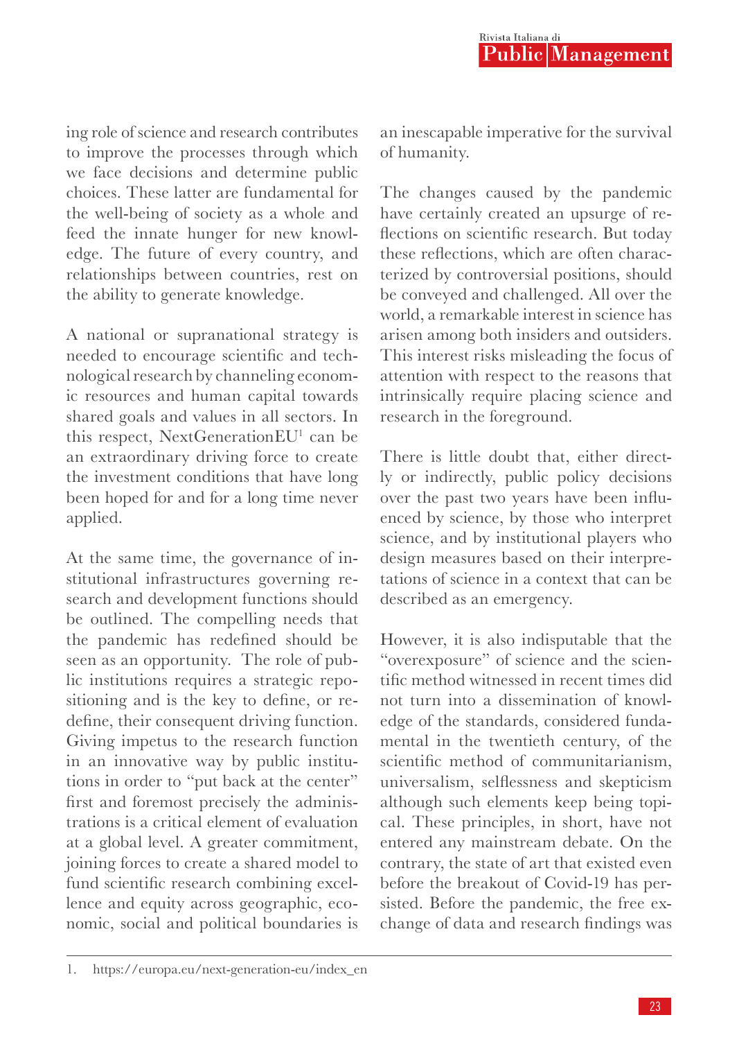ing role of science and research contributes to improve the processes through which we face decisions and determine public choices. These latter are fundamental for the well-being of society as a whole and feed the innate hunger for new knowledge. The future of every country, and relationships between countries, rest on the ability to generate knowledge.

A national or supranational strategy is needed to encourage scientific and technological research by channeling economic resources and human capital towards shared goals and values in all sectors. In this respect, NextGenerationEU[1] can be an extraordinary driving force to create the investment conditions that have long been hoped for and for a long time never applied.

At the same time, the governance of institutional infrastructures governing research and development functions should be outlined. The compelling needs that the pandemic has redefined should be seen as an opportunity. The role of public institutions requires a strategic repositioning and is the key to define, or redefine, their consequent driving function. Giving impetus to the research function in an innovative way by public institutions in order to "put back at the center" first and foremost precisely the administrations is a critical element of evaluation at a global level. A greater commitment, joining forces to create a shared model to fund scientific research combining excellence and equity across geographic, economic, social and political boundaries is an inescapable imperative for the survival of humanity.

The changes caused by the pandemic have certainly created an upsurge of reflections on scientific research. But today these reflections, which are often characterized by controversial positions, should be conveyed and challenged. All over the world, a remarkable interest in science has arisen among both insiders and outsiders. This interest risks misleading the focus of attention with respect to the reasons that intrinsically require placing science and research in the foreground.

There is little doubt that, either directly or indirectly, public policy decisions over the past two years have been influenced by science, by those who interpret science, and by institutional players who design measures based on their interpretations of science in a context that can be described as an emergency.

However, it is also indisputable that the "overexposure" of science and the scientific method witnessed in recent times did not turn into a dissemination of knowledge of the standards, considered fundamental in the twentieth century, of the scientific method of communitarianism, universalism, selflessness and skepticism although such elements keep being topical. These principles, in short, have not entered any mainstream debate. On the contrary, the state of art that existed even before the breakout of Covid-19 has persisted. Before the pandemic, the free exchange of data and research findings was

---

1. https://europa.eu/next-generation-eu/index_en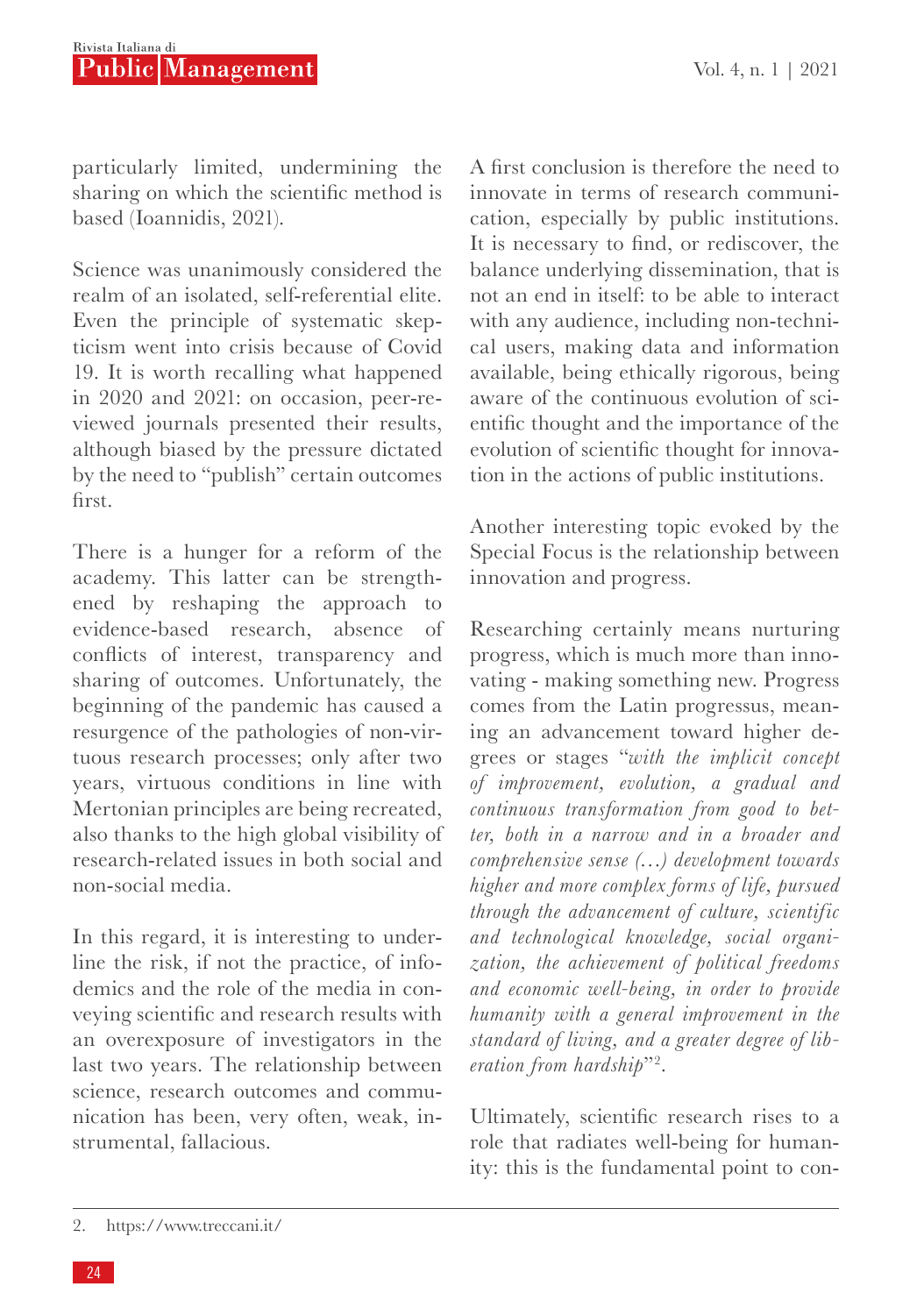particularly limited, undermining the sharing on which the scientific method is based (Ioannidis, 2021).

Science was unanimously considered the realm of an isolated, self-referential elite. Even the principle of systematic skepticism went into crisis because of Covid 19. It is worth recalling what happened in 2020 and 2021: on occasion, peer-reviewed journals presented their results, although biased by the pressure dictated by the need to "publish" certain outcomes first.

There is a hunger for a reform of the academy. This latter can be strengthened by reshaping the approach to evidence-based research, absence of conflicts of interest, transparency and sharing of outcomes. Unfortunately, the beginning of the pandemic has caused a resurgence of the pathologies of non-virtuous research processes; only after two years, virtuous conditions in line with Mertonian principles are being recreated, also thanks to the high global visibility of research-related issues in both social and non-social media.

In this regard, it is interesting to underline the risk, if not the practice, of infodemics and the role of the media in conveying scientific and research results with an overexposure of investigators in the last two years. The relationship between science, research outcomes and communication has been, very often, weak, instrumental, fallacious.

A first conclusion is therefore the need to innovate in terms of research communication, especially by public institutions. It is necessary to find, or rediscover, the balance underlying dissemination, that is not an end in itself: to be able to interact with any audience, including non-technical users, making data and information available, being ethically rigorous, being aware of the continuous evolution of scientific thought and the importance of the evolution of scientific thought for innovation in the actions of public institutions.

Another interesting topic evoked by the Special Focus is the relationship between innovation and progress.

Researching certainly means nurturing progress, which is much more than innovating - making something new. Progress comes from the Latin progressus, meaning an advancement toward higher degrees or stages "*with the implicit concept of improvement, evolution, a gradual and continuous transformation from good to better, both in a narrow and in a broader and comprehensive sense (…) development towards higher and more complex forms of life, pursued through the advancement of culture, scientific and technological knowledge, social organization, the achievement of political freedoms and economic well-being, in order to provide humanity with a general improvement in the standard of living, and a greater degree of liberation from hardship*"[2].

Ultimately, scientific research rises to a role that radiates well-being for humanity: this is the fundamental point to con-

2. https://www.treccani.it/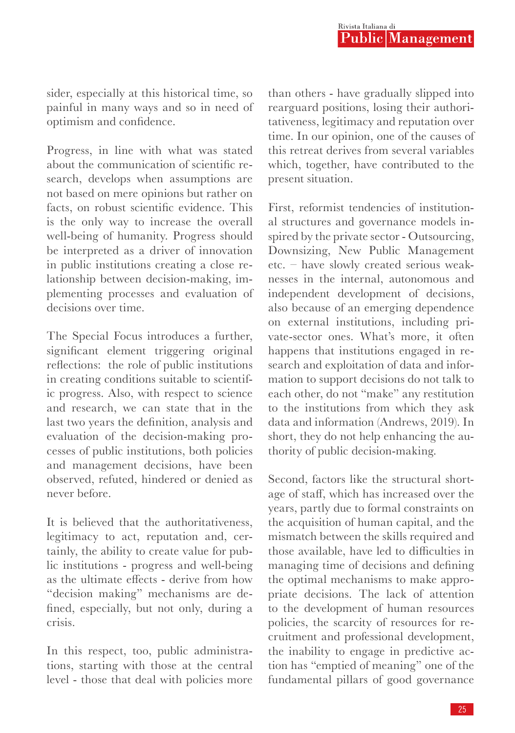sider, especially at this historical time, so painful in many ways and so in need of optimism and confidence.

Progress, in line with what was stated about the communication of scientific research, develops when assumptions are not based on mere opinions but rather on facts, on robust scientific evidence. This is the only way to increase the overall well-being of humanity. Progress should be interpreted as a driver of innovation in public institutions creating a close relationship between decision-making, implementing processes and evaluation of decisions over time.

The Special Focus introduces a further, significant element triggering original reflections: the role of public institutions in creating conditions suitable to scientific progress. Also, with respect to science and research, we can state that in the last two years the definition, analysis and evaluation of the decision-making processes of public institutions, both policies and management decisions, have been observed, refuted, hindered or denied as never before.

It is believed that the authoritativeness, legitimacy to act, reputation and, certainly, the ability to create value for public institutions - progress and well-being as the ultimate effects - derive from how "decision making" mechanisms are defined, especially, but not only, during a crisis.

In this respect, too, public administrations, starting with those at the central level - those that deal with policies more than others - have gradually slipped into rearguard positions, losing their authoritativeness, legitimacy and reputation over time. In our opinion, one of the causes of this retreat derives from several variables which, together, have contributed to the present situation.

First, reformist tendencies of institutional structures and governance models inspired by the private sector - Outsourcing, Downsizing, New Public Management etc. – have slowly created serious weaknesses in the internal, autonomous and independent development of decisions, also because of an emerging dependence on external institutions, including private-sector ones. What's more, it often happens that institutions engaged in research and exploitation of data and information to support decisions do not talk to each other, do not "make" any restitution to the institutions from which they ask data and information (Andrews, 2019). In short, they do not help enhancing the authority of public decision-making.

Second, factors like the structural shortage of staff, which has increased over the years, partly due to formal constraints on the acquisition of human capital, and the mismatch between the skills required and those available, have led to difficulties in managing time of decisions and defining the optimal mechanisms to make appropriate decisions. The lack of attention to the development of human resources policies, the scarcity of resources for recruitment and professional development, the inability to engage in predictive action has "emptied of meaning" one of the fundamental pillars of good governance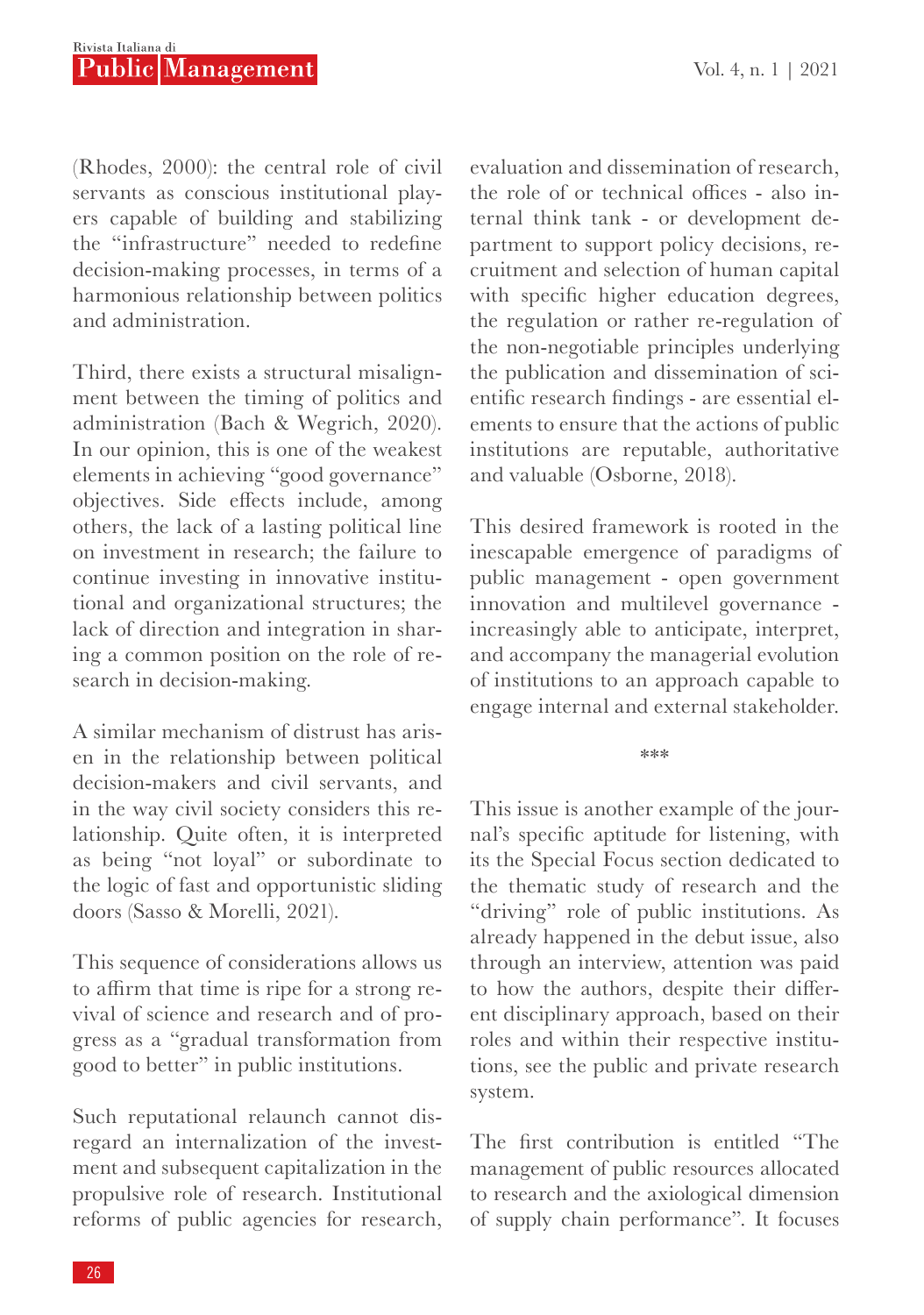(Rhodes, 2000): the central role of civil servants as conscious institutional players capable of building and stabilizing the "infrastructure" needed to redefine decision-making processes, in terms of a harmonious relationship between politics and administration.

Third, there exists a structural misalignment between the timing of politics and administration (Bach & Wegrich, 2020). In our opinion, this is one of the weakest elements in achieving "good governance" objectives. Side effects include, among others, the lack of a lasting political line on investment in research; the failure to continue investing in innovative institutional and organizational structures; the lack of direction and integration in sharing a common position on the role of research in decision-making.

A similar mechanism of distrust has arisen in the relationship between political decision-makers and civil servants, and in the way civil society considers this relationship. Quite often, it is interpreted as being "not loyal" or subordinate to the logic of fast and opportunistic sliding doors (Sasso & Morelli, 2021).

This sequence of considerations allows us to affirm that time is ripe for a strong revival of science and research and of progress as a "gradual transformation from good to better" in public institutions.

Such reputational relaunch cannot disregard an internalization of the investment and subsequent capitalization in the propulsive role of research. Institutional reforms of public agencies for research, evaluation and dissemination of research, the role of or technical offices - also internal think tank - or development department to support policy decisions, recruitment and selection of human capital with specific higher education degrees, the regulation or rather re-regulation of the non-negotiable principles underlying the publication and dissemination of scientific research findings - are essential elements to ensure that the actions of public institutions are reputable, authoritative and valuable (Osborne, 2018).

This desired framework is rooted in the inescapable emergence of paradigms of public management - open government innovation and multilevel governance - increasingly able to anticipate, interpret, and accompany the managerial evolution of institutions to an approach capable to engage internal and external stakeholder.

\*\*\*

This issue is another example of the journal's specific aptitude for listening, with its the Special Focus section dedicated to the thematic study of research and the "driving" role of public institutions. As already happened in the debut issue, also through an interview, attention was paid to how the authors, despite their different disciplinary approach, based on their roles and within their respective institutions, see the public and private research system.

The first contribution is entitled "The management of public resources allocated to research and the axiological dimension of supply chain performance". It focuses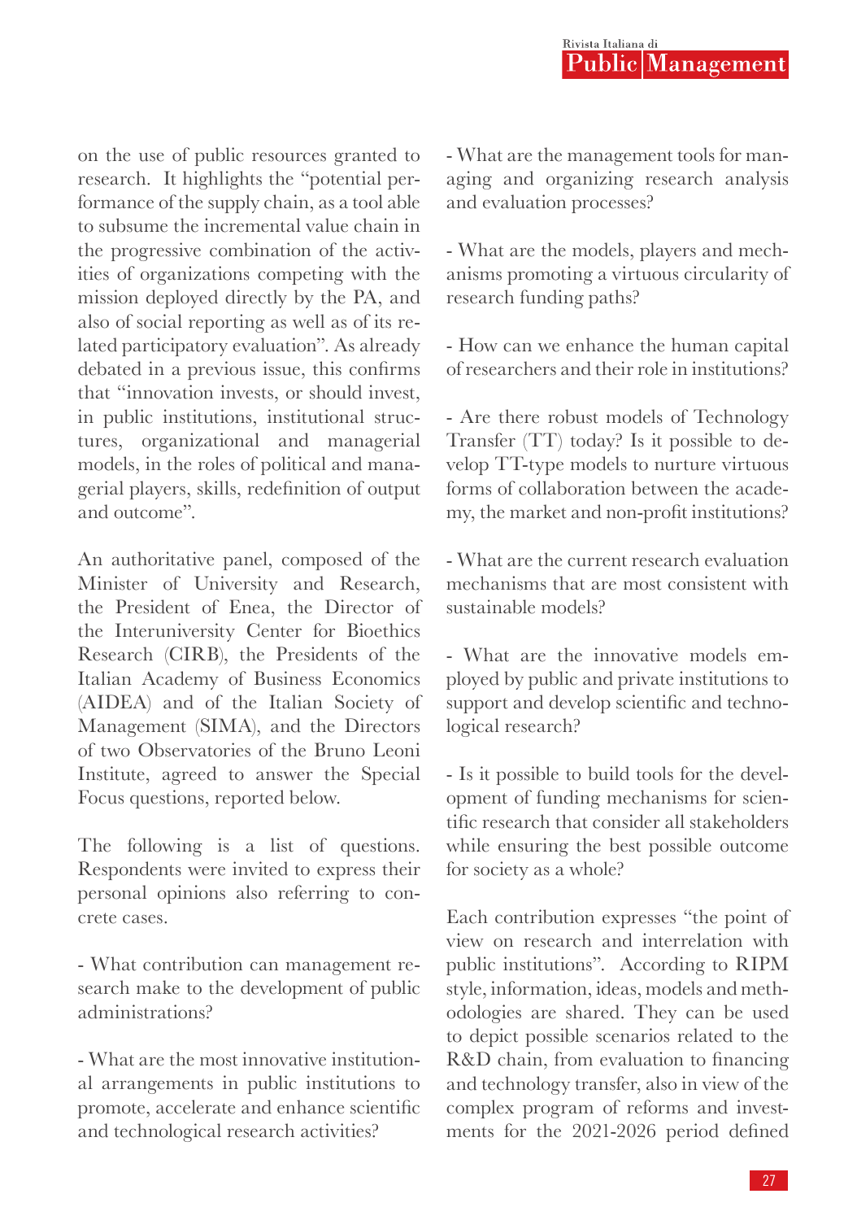on the use of public resources granted to research. It highlights the "potential performance of the supply chain, as a tool able to subsume the incremental value chain in the progressive combination of the activities of organizations competing with the mission deployed directly by the PA, and also of social reporting as well as of its related participatory evaluation". As already debated in a previous issue, this confirms that "innovation invests, or should invest, in public institutions, institutional structures, organizational and managerial models, in the roles of political and managerial players, skills, redefinition of output and outcome".

An authoritative panel, composed of the Minister of University and Research, the President of Enea, the Director of the Interuniversity Center for Bioethics Research (CIRB), the Presidents of the Italian Academy of Business Economics (AIDEA) and of the Italian Society of Management (SIMA), and the Directors of two Observatories of the Bruno Leoni Institute, agreed to answer the Special Focus questions, reported below.

The following is a list of questions. Respondents were invited to express their personal opinions also referring to concrete cases.

- What contribution can management research make to the development of public administrations?

- What are the most innovative institutional arrangements in public institutions to promote, accelerate and enhance scientific and technological research activities?

- What are the management tools for managing and organizing research analysis and evaluation processes?

- What are the models, players and mechanisms promoting a virtuous circularity of research funding paths?

- How can we enhance the human capital of researchers and their role in institutions?

- Are there robust models of Technology Transfer (TT) today? Is it possible to develop TT-type models to nurture virtuous forms of collaboration between the academy, the market and non-profit institutions?

- What are the current research evaluation mechanisms that are most consistent with sustainable models?

- What are the innovative models employed by public and private institutions to support and develop scientific and technological research?

- Is it possible to build tools for the development of funding mechanisms for scientific research that consider all stakeholders while ensuring the best possible outcome for society as a whole?

Each contribution expresses "the point of view on research and interrelation with public institutions". According to RIPM style, information, ideas, models and methodologies are shared. They can be used to depict possible scenarios related to the R&D chain, from evaluation to financing and technology transfer, also in view of the complex program of reforms and investments for the 2021-2026 period defined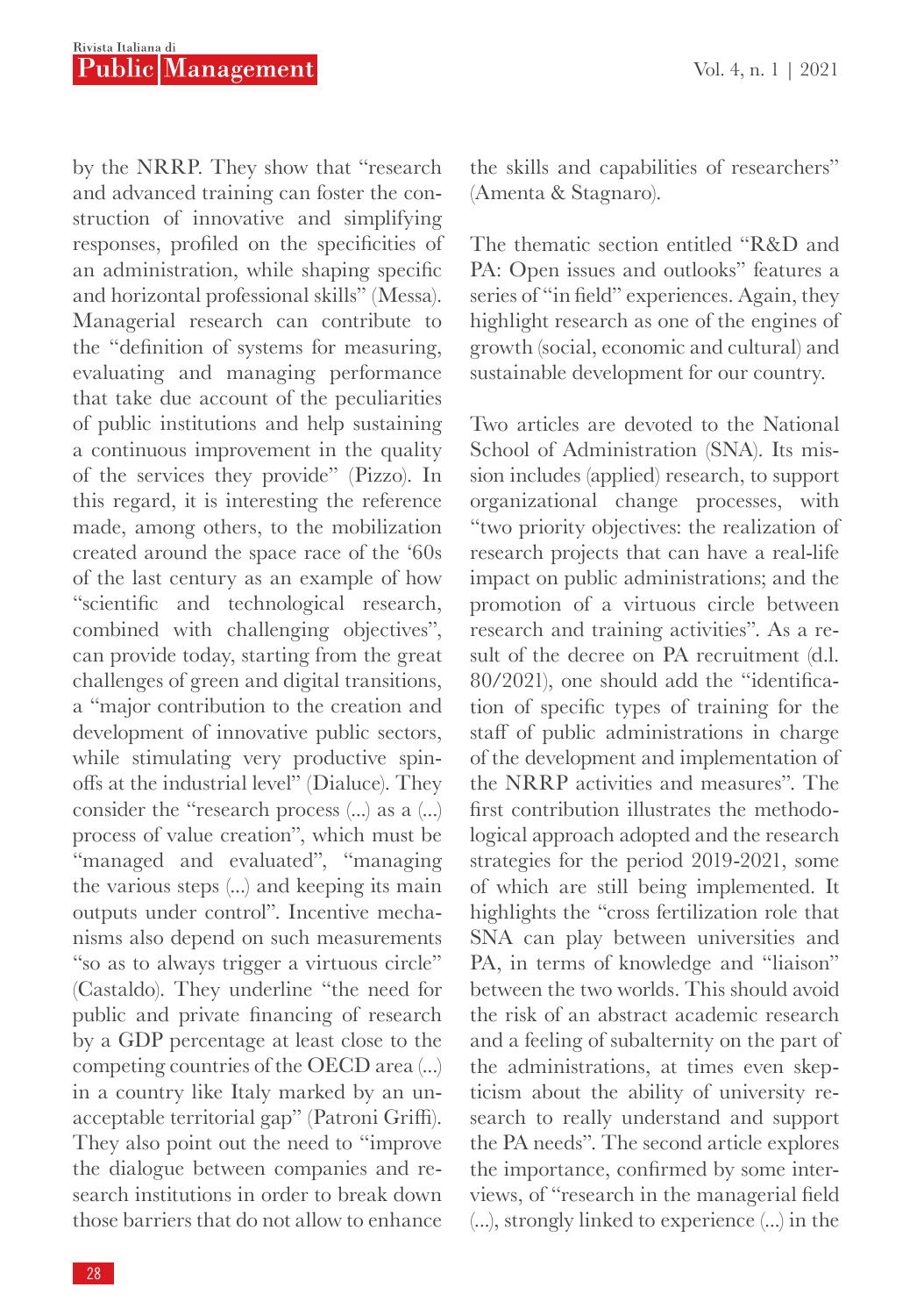by the NRRP. They show that "research and advanced training can foster the construction of innovative and simplifying responses, profiled on the specificities of an administration, while shaping specific and horizontal professional skills" (Messa). Managerial research can contribute to the "definition of systems for measuring, evaluating and managing performance that take due account of the peculiarities of public institutions and help sustaining a continuous improvement in the quality of the services they provide" (Pizzo). In this regard, it is interesting the reference made, among others, to the mobilization created around the space race of the '60s of the last century as an example of how "scientific and technological research, combined with challenging objectives", can provide today, starting from the great challenges of green and digital transitions, a "major contribution to the creation and development of innovative public sectors, while stimulating very productive spin-offs at the industrial level" (Dialuce). They consider the "research process (...) as a (...) process of value creation", which must be "managed and evaluated", "managing the various steps (...) and keeping its main outputs under control". Incentive mechanisms also depend on such measurements "so as to always trigger a virtuous circle" (Castaldo). They underline "the need for public and private financing of research by a GDP percentage at least close to the competing countries of the OECD area (...) in a country like Italy marked by an unacceptable territorial gap" (Patroni Griffi). They also point out the need to "improve the dialogue between companies and research institutions in order to break down those barriers that do not allow to enhance the skills and capabilities of researchers" (Amenta & Stagnaro).

The thematic section entitled "R&D and PA: Open issues and outlooks" features a series of "in field" experiences. Again, they highlight research as one of the engines of growth (social, economic and cultural) and sustainable development for our country.

Two articles are devoted to the National School of Administration (SNA). Its mission includes (applied) research, to support organizational change processes, with "two priority objectives: the realization of research projects that can have a real-life impact on public administrations; and the promotion of a virtuous circle between research and training activities". As a result of the decree on PA recruitment (d.l. 80/2021), one should add the "identification of specific types of training for the staff of public administrations in charge of the development and implementation of the NRRP activities and measures". The first contribution illustrates the methodological approach adopted and the research strategies for the period 2019-2021, some of which are still being implemented. It highlights the "cross fertilization role that SNA can play between universities and PA, in terms of knowledge and "liaison" between the two worlds. This should avoid the risk of an abstract academic research and a feeling of subalternity on the part of the administrations, at times even skepticism about the ability of university research to really understand and support the PA needs". The second article explores the importance, confirmed by some interviews, of "research in the managerial field (...), strongly linked to experience (...) in the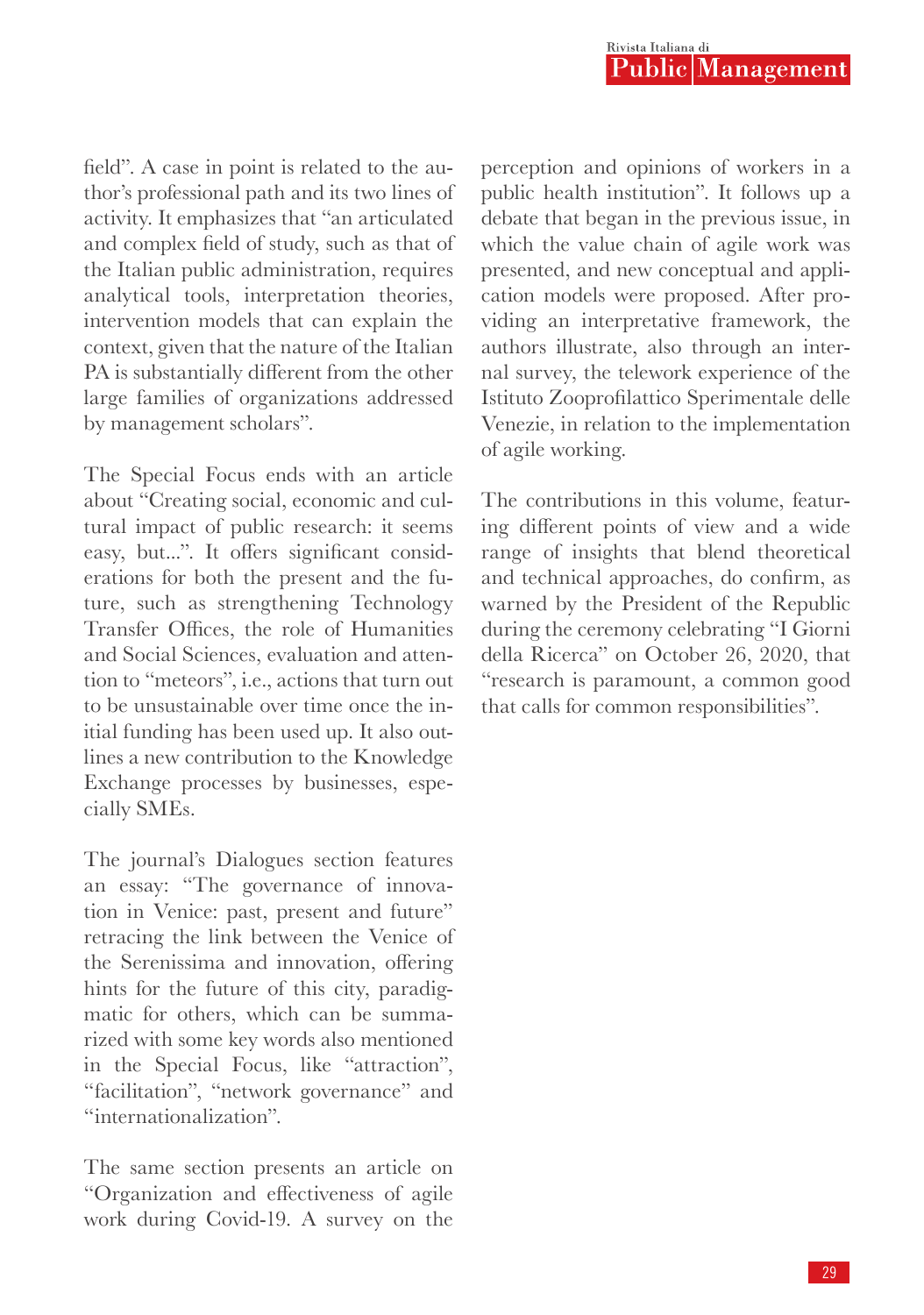field". A case in point is related to the author's professional path and its two lines of activity. It emphasizes that "an articulated and complex field of study, such as that of the Italian public administration, requires analytical tools, interpretation theories, intervention models that can explain the context, given that the nature of the Italian PA is substantially different from the other large families of organizations addressed by management scholars".

The Special Focus ends with an article about "Creating social, economic and cultural impact of public research: it seems easy, but...". It offers significant considerations for both the present and the future, such as strengthening Technology Transfer Offices, the role of Humanities and Social Sciences, evaluation and attention to "meteors", i.e., actions that turn out to be unsustainable over time once the initial funding has been used up. It also outlines a new contribution to the Knowledge Exchange processes by businesses, especially SMEs.

The journal's Dialogues section features an essay: "The governance of innovation in Venice: past, present and future" retracing the link between the Venice of the Serenissima and innovation, offering hints for the future of this city, paradigmatic for others, which can be summarized with some key words also mentioned in the Special Focus, like "attraction", "facilitation", "network governance" and "internationalization".

The same section presents an article on "Organization and effectiveness of agile work during Covid-19. A survey on the perception and opinions of workers in a public health institution". It follows up a debate that began in the previous issue, in which the value chain of agile work was presented, and new conceptual and application models were proposed. After providing an interpretative framework, the authors illustrate, also through an internal survey, the telework experience of the Istituto Zooprofilattico Sperimentale delle Venezie, in relation to the implementation of agile working.

The contributions in this volume, featuring different points of view and a wide range of insights that blend theoretical and technical approaches, do confirm, as warned by the President of the Republic during the ceremony celebrating "I Giorni della Ricerca" on October 26, 2020, that "research is paramount, a common good that calls for common responsibilities".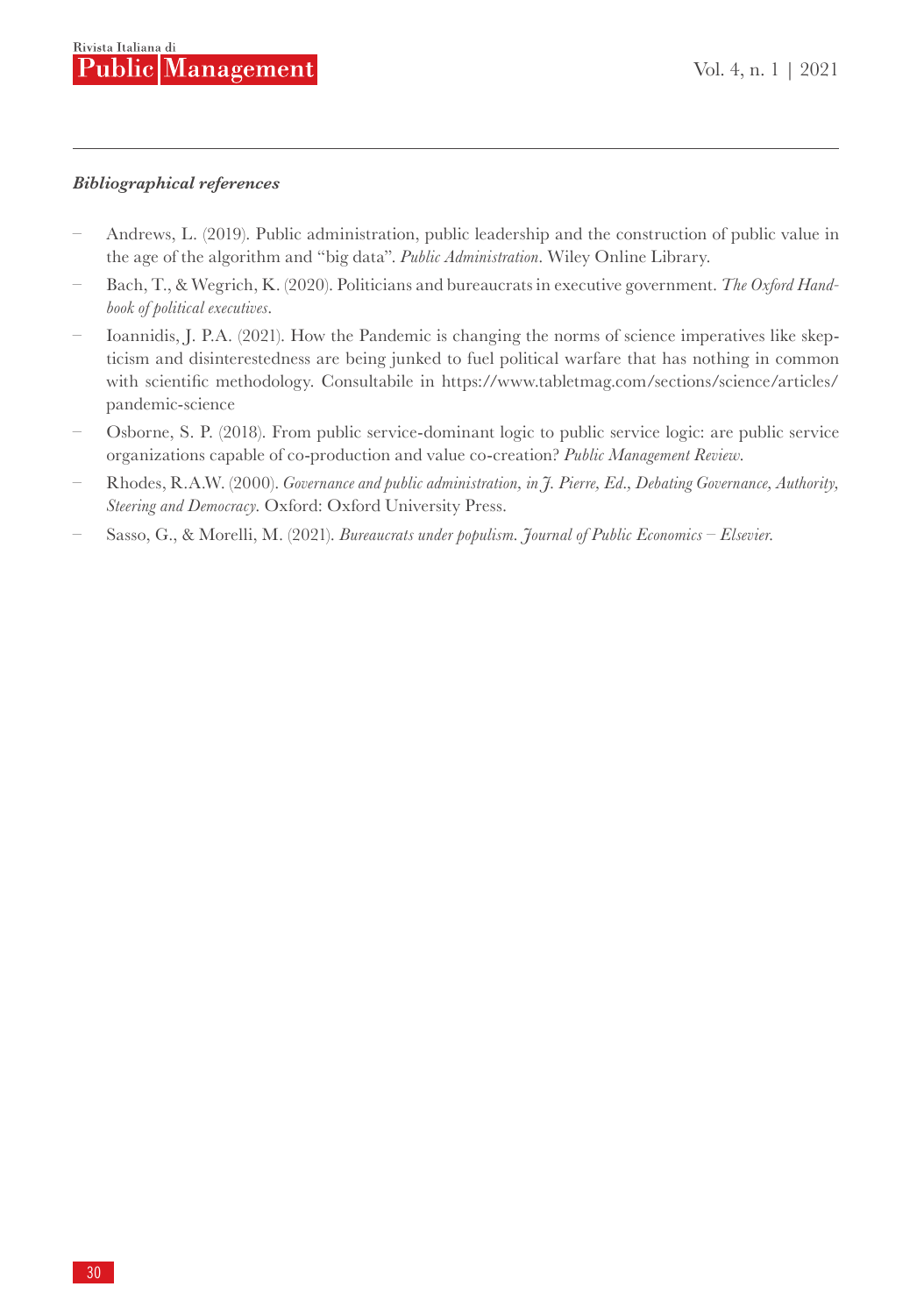***Bibliographical references***

- Andrews, L. (2019). Public administration, public leadership and the construction of public value in the age of the algorithm and "big data". *Public Administration*. Wiley Online Library.
- Bach, T., & Wegrich, K. (2020). Politicians and bureaucrats in executive government. *The Oxford Handbook of political executives*.
- Ioannidis, J. P.A. (2021). How the Pandemic is changing the norms of science imperatives like skepticism and disinterestedness are being junked to fuel political warfare that has nothing in common with scientific methodology. Consultabile in https://www.tabletmag.com/sections/science/articles/pandemic-science
- Osborne, S. P. (2018). From public service-dominant logic to public service logic: are public service organizations capable of co-production and value co-creation? *Public Management Review*.
- Rhodes, R.A.W. (2000). *Governance and public administration, in J. Pierre, Ed., Debating Governance, Authority, Steering and Democracy*. Oxford: Oxford University Press.
- Sasso, G., & Morelli, M. (2021). *Bureaucrats under populism. Journal of Public Economics – Elsevier*.